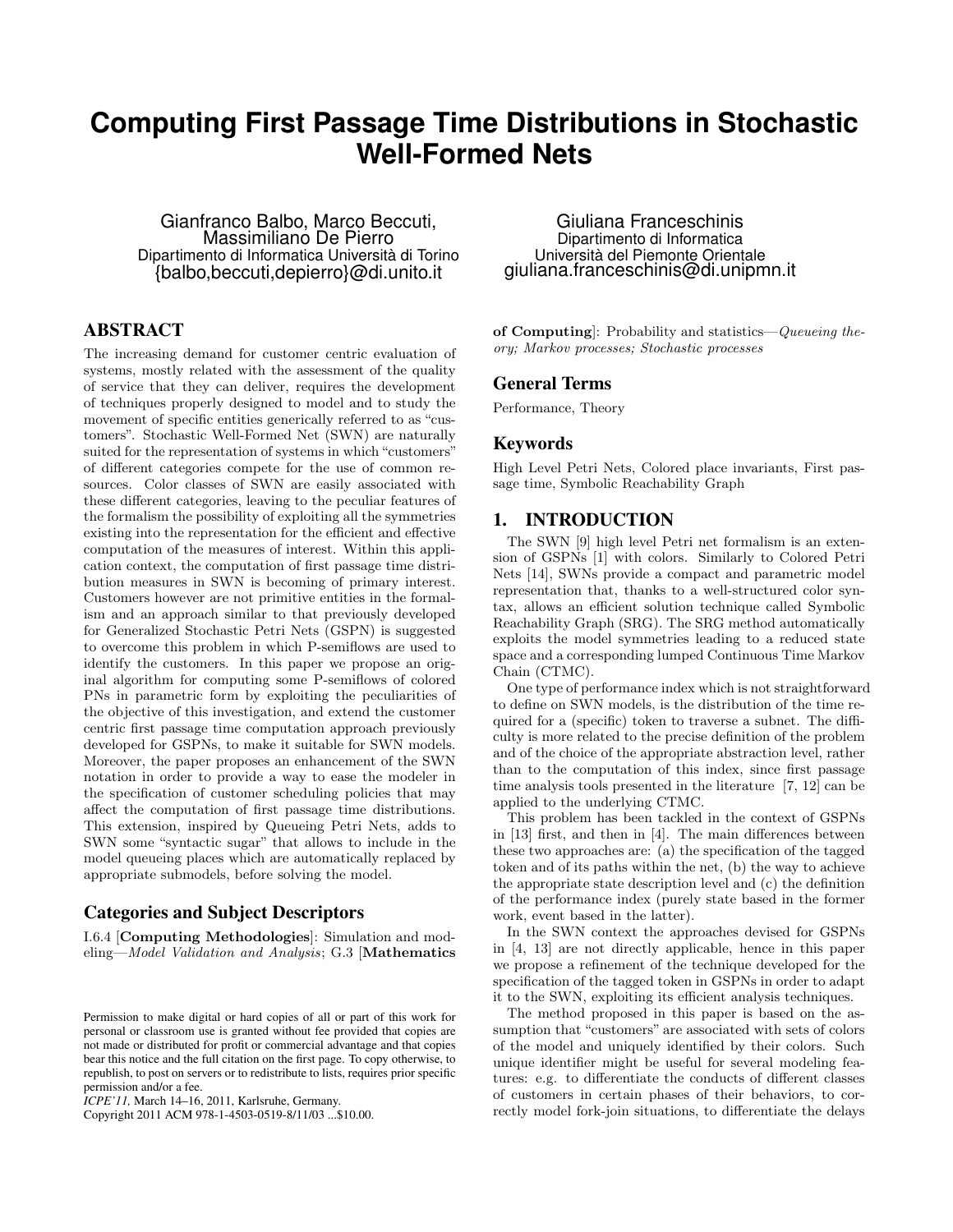# Computing First Passage Time Distributions in Stochastic Well-Formed Nets

Gianfranco Balbo, Marco Beccuti, Massimiliano De Pierro
Dipartimento di Informatica Università di Torino
{balbo,beccuti,depierro}@di.unito.it

Giuliana Franceschinis
Dipartimento di Informatica
Università del Piemonte Orientale
giuliana.franceschinis@di.unipmn.it

## ABSTRACT

The increasing demand for customer centric evaluation of systems, mostly related with the assessment of the quality of service that they can deliver, requires the development of techniques properly designed to model and to study the movement of specific entities generically referred to as "customers". Stochastic Well-Formed Net (SWN) are naturally suited for the representation of systems in which "customers" of different categories compete for the use of common resources. Color classes of SWN are easily associated with these different categories, leaving to the peculiar features of the formalism the possibility of exploiting all the symmetries existing into the representation for the efficient and effective computation of the measures of interest. Within this application context, the computation of first passage time distribution measures in SWN is becoming of primary interest. Customers however are not primitive entities in the formalism and an approach similar to that previously developed for Generalized Stochastic Petri Nets (GSPN) is suggested to overcome this problem in which P-semiflows are used to identify the customers. In this paper we propose an original algorithm for computing some P-semiflows of colored PNs in parametric form by exploiting the peculiarities of the objective of this investigation, and extend the customer centric first passage time computation approach previously developed for GSPNs, to make it suitable for SWN models. Moreover, the paper proposes an enhancement of the SWN notation in order to provide a way to ease the modeler in the specification of customer scheduling policies that may affect the computation of first passage time distributions. This extension, inspired by Queueing Petri Nets, adds to SWN some "syntactic sugar" that allows to include in the model queueing places which are automatically replaced by appropriate submodels, before solving the model.

## Categories and Subject Descriptors

I.6.4 [**Computing Methodologies**]: Simulation and modeling—*Model Validation and Analysis*; G.3 [**Mathematics of Computing**]: Probability and statistics—*Queueing theory; Markov processes; Stochastic processes*

## General Terms

Performance, Theory

## Keywords

High Level Petri Nets, Colored place invariants, First passage time, Symbolic Reachability Graph

## 1. INTRODUCTION

The SWN [9] high level Petri net formalism is an extension of GSPNs [1] with colors. Similarly to Colored Petri Nets [14], SWNs provide a compact and parametric model representation that, thanks to a well-structured color syntax, allows an efficient solution technique called Symbolic Reachability Graph (SRG). The SRG method automatically exploits the model symmetries leading to a reduced state space and a corresponding lumped Continuous Time Markov Chain (CTMC).

One type of performance index which is not straightforward to define on SWN models, is the distribution of the time required for a (specific) token to traverse a subnet. The difficulty is more related to the precise definition of the problem and of the choice of the appropriate abstraction level, rather than to the computation of this index, since first passage time analysis tools presented in the literature [7, 12] can be applied to the underlying CTMC.

This problem has been tackled in the context of GSPNs in [13] first, and then in [4]. The main differences between these two approaches are: (a) the specification of the tagged token and of its paths within the net, (b) the way to achieve the appropriate state description level and (c) the definition of the performance index (purely state based in the former work, event based in the latter).

In the SWN context the approaches devised for GSPNs in [4, 13] are not directly applicable, hence in this paper we propose a refinement of the technique developed for the specification of the tagged token in GSPNs in order to adapt it to the SWN, exploiting its efficient analysis techniques.

The method proposed in this paper is based on the assumption that "customers" are associated with sets of colors of the model and uniquely identified by their colors. Such unique identifier might be useful for several modeling features: e.g. to differentiate the conducts of different classes of customers in certain phases of their behaviors, to correctly model fork-join situations, to differentiate the delays

Permission to make digital or hard copies of all or part of this work for personal or classroom use is granted without fee provided that copies are not made or distributed for profit or commercial advantage and that copies bear this notice and the full citation on the first page. To copy otherwise, to republish, to post on servers or to redistribute to lists, requires prior specific permission and/or a fee.
*ICPE'11,* March 14–16, 2011, Karlsruhe, Germany.
Copyright 2011 ACM 978-1-4503-0519-8/11/03 ...$10.00.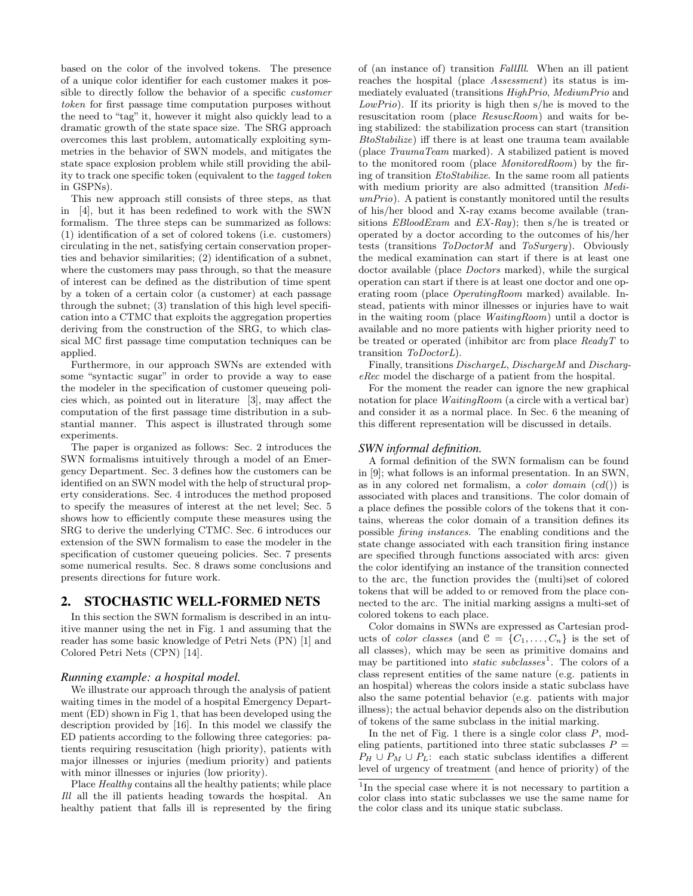based on the color of the involved tokens. The presence of a unique color identifier for each customer makes it possible to directly follow the behavior of a specific *customer token* for first passage time computation purposes without the need to "tag" it, however it might also quickly lead to a dramatic growth of the state space size. The SRG approach overcomes this last problem, automatically exploiting symmetries in the behavior of SWN models, and mitigates the state space explosion problem while still providing the ability to track one specific token (equivalent to the *tagged token* in GSPNs).

This new approach still consists of three steps, as that in [4], but it has been redefined to work with the SWN formalism. The three steps can be summarized as follows: (1) identification of a set of colored tokens (i.e. customers) circulating in the net, satisfying certain conservation properties and behavior similarities; (2) identification of a subnet, where the customers may pass through, so that the measure of interest can be defined as the distribution of time spent by a token of a certain color (a customer) at each passage through the subnet; (3) translation of this high level specification into a CTMC that exploits the aggregation properties deriving from the construction of the SRG, to which classical MC first passage time computation techniques can be applied.

Furthermore, in our approach SWNs are extended with some "syntactic sugar" in order to provide a way to ease the modeler in the specification of customer queueing policies which, as pointed out in literature [3], may affect the computation of the first passage time distribution in a substantial manner. This aspect is illustrated through some experiments.

The paper is organized as follows: Sec. 2 introduces the SWN formalisms intuitively through a model of an Emergency Department. Sec. 3 defines how the customers can be identified on an SWN model with the help of structural property considerations. Sec. 4 introduces the method proposed to specify the measures of interest at the net level; Sec. 5 shows how to efficiently compute these measures using the SRG to derive the underlying CTMC. Sec. 6 introduces our extension of the SWN formalism to ease the modeler in the specification of customer queueing policies. Sec. 7 presents some numerical results. Sec. 8 draws some conclusions and presents directions for future work.

## 2. STOCHASTIC WELL-FORMED NETS

In this section the SWN formalism is described in an intuitive manner using the net in Fig. 1 and assuming that the reader has some basic knowledge of Petri Nets (PN) [1] and Colored Petri Nets (CPN) [14].

### *Running example: a hospital model.*

We illustrate our approach through the analysis of patient waiting times in the model of a hospital Emergency Department (ED) shown in Fig 1, that has been developed using the description provided by [16]. In this model we classify the ED patients according to the following three categories: patients requiring resuscitation (high priority), patients with major illnesses or injuries (medium priority) and patients with minor illnesses or injuries (low priority).

Place *Healthy* contains all the healthy patients; while place *Ill* all the ill patients heading towards the hospital. An healthy patient that falls ill is represented by the firing of (an instance of) transition *FallIll*. When an ill patient reaches the hospital (place *Assessment*) its status is immediately evaluated (transitions *HighPrio*, *MediumPrio* and *LowPrio*). If its priority is high then s/he is moved to the resuscitation room (place *ResuscRoom*) and waits for being stabilized: the stabilization process can start (transition *BtoStabilize*) iff there is at least one trauma team available (place *TraumaTeam* marked). A stabilized patient is moved to the monitored room (place *MonitoredRoom*) by the firing of transition *EtoStabilize*. In the same room all patients with medium priority are also admitted (transition *MediumPrio*). A patient is constantly monitored until the results of his/her blood and X-ray exams become available (transitions *EBloodExam* and *EX-Ray*); then s/he is treated or operated by a doctor according to the outcomes of his/her tests (transitions *ToDoctorM* and *ToSurgery*). Obviously the medical examination can start if there is at least one doctor available (place *Doctors* marked), while the surgical operation can start if there is at least one doctor and one operating room (place *OperatingRoom* marked) available. Instead, patients with minor illnesses or injuries have to wait in the waiting room (place *WaitingRoom*) until a doctor is available and no more patients with higher priority need to be treated or operated (inhibitor arc from place *ReadyT* to transition *ToDoctorL*).

Finally, transitions *DischargeL*, *DischargeM* and *DischargeRec* model the discharge of a patient from the hospital.

For the moment the reader can ignore the new graphical notation for place *WaitingRoom* (a circle with a vertical bar) and consider it as a normal place. In Sec. 6 the meaning of this different representation will be discussed in details.

### *SWN informal definition.*

A formal definition of the SWN formalism can be found in [9]; what follows is an informal presentation. In an SWN, as in any colored net formalism, a *color domain* ($cd()$) is associated with places and transitions. The color domain of a place defines the possible colors of the tokens that it contains, whereas the color domain of a transition defines its possible *firing instances*. The enabling conditions and the state change associated with each transition firing instance are specified through functions associated with arcs: given the color identifying an instance of the transition connected to the arc, the function provides the (multi)set of colored tokens that will be added to or removed from the place connected to the arc. The initial marking assigns a multi-set of colored tokens to each place.

Color domains in SWNs are expressed as Cartesian products of *color classes* (and $\mathcal{C} = \{C_1, \ldots, C_n\}$ is the set of all classes), which may be seen as primitive domains and may be partitioned into *static subclasses*[1]. The colors of a class represent entities of the same nature (e.g. patients in an hospital) whereas the colors inside a static subclass have also the same potential behavior (e.g. patients with major illness); the actual behavior depends also on the distribution of tokens of the same subclass in the initial marking.

In the net of Fig. 1 there is a single color class $P$, modeling patients, partitioned into three static subclasses $P = P_H \cup P_M \cup P_L$: each static subclass identifies a different level of urgency of treatment (and hence of priority) of the

[1]In the special case where it is not necessary to partition a color class into static subclasses we use the same name for the color class and its unique static subclass.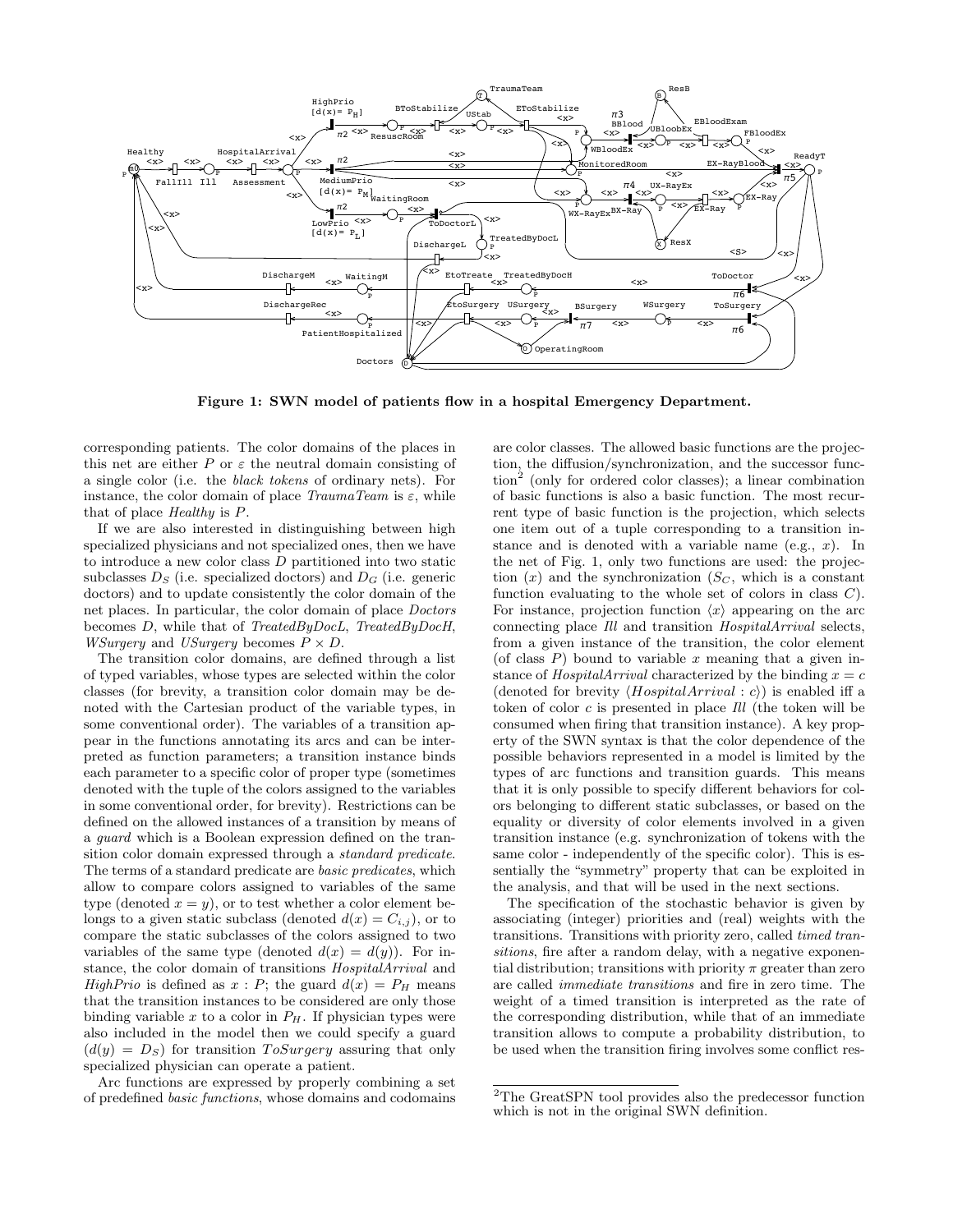**Figure 1: SWN model of patients flow in a hospital Emergency Department.**

corresponding patients. The color domains of the places in this net are either $P$ or $\varepsilon$ the neutral domain consisting of a single color (i.e. the *black tokens* of ordinary nets). For instance, the color domain of place *TraumaTeam* is $\varepsilon$, while that of place *Healthy* is $P$.

If we are also interested in distinguishing between high specialized physicians and not specialized ones, then we have to introduce a new color class $D$ partitioned into two static subclasses $D_S$ (i.e. specialized doctors) and $D_G$ (i.e. generic doctors) and to update consistently the color domain of the net places. In particular, the color domain of place *Doctors* becomes $D$, while that of *TreatedByDocL*, *TreatedByDocH*, *WSurgery* and *USurgery* becomes $P \times D$.

The transition color domains, are defined through a list of typed variables, whose types are selected within the color classes (for brevity, a transition color domain may be denoted with the Cartesian product of the variable types, in some conventional order). The variables of a transition appear in the functions annotating its arcs and can be interpreted as function parameters; a transition instance binds each parameter to a specific color of proper type (sometimes denoted with the tuple of the colors assigned to the variables in some conventional order, for brevity). Restrictions can be defined on the allowed instances of a transition by means of a *guard* which is a Boolean expression defined on the transition color domain expressed through a *standard predicate*. The terms of a standard predicate are *basic predicates*, which allow to compare colors assigned to variables of the same type (denoted $x = y$), or to test whether a color element belongs to a given static subclass (denoted $d(x) = C_{i,j}$), or to compare the static subclasses of the colors assigned to two variables of the same type (denoted $d(x) = d(y)$). For instance, the color domain of transitions *HospitalArrival* and *HighPrio* is defined as $x : P$; the guard $d(x) = P_H$ means that the transition instances to be considered are only those binding variable $x$ to a color in $P_H$. If physician types were also included in the model then we could specify a guard $(d(y) = D_S)$ for transition $ToSurgery$ assuring that only specialized physician can operate a patient.

Arc functions are expressed by properly combining a set of predefined *basic functions*, whose domains and codomains are color classes. The allowed basic functions are the projection, the diffusion/synchronization, and the successor function[2] (only for ordered color classes); a linear combination of basic functions is also a basic function. The most recurrent type of basic function is the projection, which selects one item out of a tuple corresponding to a transition instance and is denoted with a variable name (e.g., $x$). In the net of Fig. 1, only two functions are used: the projection ($x$) and the synchronization ($S_C$, which is a constant function evaluating to the whole set of colors in class $C$). For instance, projection function $\langle x \rangle$ appearing on the arc connecting place *Ill* and transition *HospitalArrival* selects, from a given instance of the transition, the color element (of class $P$) bound to variable $x$ meaning that a given instance of *HospitalArrival* characterized by the binding $x = c$ (denoted for brevity $\langle HospitalArrival : c \rangle$) is enabled iff a token of color $c$ is presented in place *Ill* (the token will be consumed when firing that transition instance). A key property of the SWN syntax is that the color dependence of the possible behaviors represented in a model is limited by the types of arc functions and transition guards. This means that it is only possible to specify different behaviors for colors belonging to different static subclasses, or based on the equality or diversity of color elements involved in a given transition instance (e.g. synchronization of tokens with the same color - independently of the specific color). This is essentially the "symmetry" property that can be exploited in the analysis, and that will be used in the next sections.

The specification of the stochastic behavior is given by associating (integer) priorities and (real) weights with the transitions. Transitions with priority zero, called *timed transitions*, fire after a random delay, with a negative exponential distribution; transitions with priority $\pi$ greater than zero are called *immediate transitions* and fire in zero time. The weight of a timed transition is interpreted as the rate of the corresponding distribution, while that of an immediate transition allows to compute a probability distribution, to be used when the transition firing involves some conflict res-

[2] The GreatSPN tool provides also the predecessor function which is not in the original SWN definition.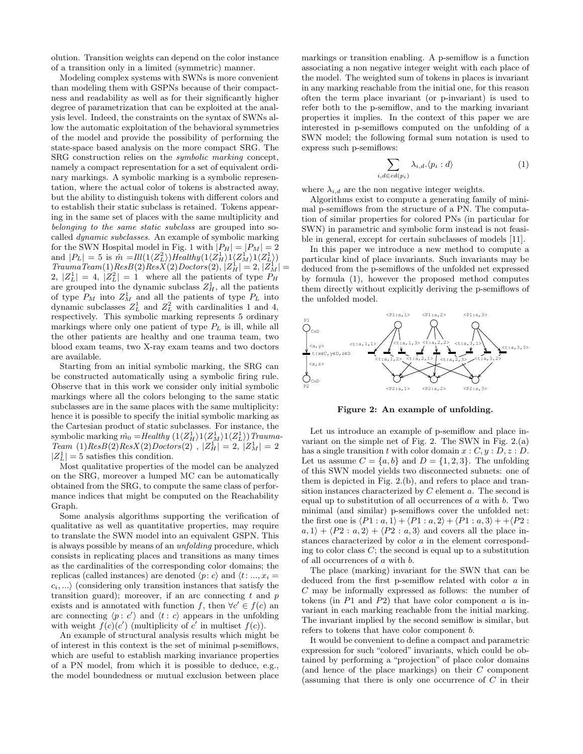olution. Transition weights can depend on the color instance of a transition only in a limited (symmetric) manner.

Modeling complex systems with SWNs is more convenient than modeling them with GSPNs because of their compactness and readability as well as for their significantly higher degree of parametrization that can be exploited at the analysis level. Indeed, the constraints on the syntax of SWNs allow the automatic exploitation of the behavioral symmetries of the model and provide the possibility of performing the state-space based analysis on the more compact SRG. The SRG construction relies on the *symbolic marking* concept, namely a compact representation for a set of equivalent ordinary markings. A symbolic marking is a symbolic representation, where the actual color of tokens is abstracted away, but the ability to distinguish tokens with different colors and to establish their static subclass is retained. Tokens appearing in the same set of places with the same multiplicity and *belonging to the same static subclass* are grouped into so-called *dynamic subclasses*. An example of symbolic marking for the SWN Hospital model in Fig. 1 with $|P_H| = |P_M| = 2$ and $|P_L| = 5$ is $\hat{m} = Ill(1\langle Z_L^2\rangle) Healthy(1\langle Z_H^1\rangle 1\langle Z_M^1\rangle 1\langle Z_L^1\rangle)$ $TraumaTeam(1) ResB(2) ResX(2) Doctors(2)$, $|Z_H^1| = 2$, $|Z_M^1| = 2$, $|Z_L^1| = 4$, $|Z_L^2| = 1$ where all the patients of type $P_H$ are grouped into the dynamic subclass $Z_H^1$, all the patients of type $P_M$ into $Z_M^1$ and all the patients of type $P_L$ into dynamic subclasses $Z_L^1$ and $Z_L^2$ with cardinalities 1 and 4, respectively. This symbolic marking represents 5 ordinary markings where only one patient of type $P_L$ is ill, while all the other patients are healthy and one trauma team, two blood exam teams, two X-ray exam teams and two doctors are available.

Starting from an initial symbolic marking, the SRG can be constructed automatically using a symbolic firing rule. Observe that in this work we consider only initial symbolic markings where all the colors belonging to the same static subclasses are in the same places with the same multiplicity: hence it is possible to specify the initial symbolic marking as the Cartesian product of static subclasses. For instance, the symbolic marking $\hat{m}_0 = Healthy\ (1\langle Z_H^1\rangle 1\langle Z_M^1\rangle 1\langle Z_L^1\rangle) Trauma\text{-}Team\ (1) ResB(2) ResX(2) Doctors(2)$ , $|Z_H^1| = 2$, $|Z_M^1| = 2$ $|Z_L^1| = 5$ satisfies this condition.

Most qualitative properties of the model can be analyzed on the SRG, moreover a lumped MC can be automatically obtained from the SRG, to compute the same class of performance indices that might be computed on the Reachability Graph.

Some analysis algorithms supporting the verification of qualitative as well as quantitative properties, may require to translate the SWN model into an equivalent GSPN. This is always possible by means of an *unfolding* procedure, which consists in replicating places and transitions as many times as the cardinalities of the corresponding color domains; the replicas (called instances) are denoted $\langle p : c\rangle$ and $\langle t : ..., x_i = c_i, ...\rangle$ (considering only transition instances that satisfy the transition guard); moreover, if an arc connecting $t$ and $p$ exists and is annotated with function $f$, then $\forall c' \in f(c)$ an arc connecting $\langle p : c'\rangle$ and $\langle t : c\rangle$ appears in the unfolding with weight $f(c)(c')$ (multiplicity of $c'$ in multiset $f(c)$).

An example of structural analysis results which might be of interest in this context is the set of minimal p-semiflows, which are useful to establish marking invariance properties of a PN model, from which it is possible to deduce, e.g., the model boundedness or mutual exclusion between place markings or transition enabling. A p-semiflow is a function associating a non negative integer weight with each place of the model. The weighted sum of tokens in places is invariant in any marking reachable from the initial one, for this reason often the term place invariant (or p-invariant) is used to refer both to the p-semiflow, and to the marking invariant properties it implies. In the context of this paper we are interested in p-semiflows computed on the unfolding of a SWN model; the following formal sum notation is used to express such p-semiflows:

$$\sum_{i,d \in cd(p_i)} \lambda_{i,d}.\langle p_i : d\rangle \tag{1}$$

where $\lambda_{i,d}$ are the non negative integer weights.

Algorithms exist to compute a generating family of minimal p-semiflows from the structure of a PN. The computation of similar properties for colored PNs (in particular for SWN) in parametric and symbolic form instead is not feasible in general, except for certain subclasses of models [11].

In this paper we introduce a new method to compute a particular kind of place invariants. Such invariants may be deduced from the p-semiflows of the unfolded net expressed by formula (1), however the proposed method computes them directly without explicitly deriving the p-semiflows of the unfolded model.

**Figure 2: An example of unfolding.**

Let us introduce an example of p-semiflow and place invariant on the simple net of Fig. 2. The SWN in Fig. 2.(a) has a single transition $t$ with color domain $x : C, y : D, z : D$. Let us assume $C = \{a, b\}$ and $D = \{1, 2, 3\}$. The unfolding of this SWN model yields two disconnected subnets: one of them is depicted in Fig. 2.(b), and refers to place and transition instances characterized by $C$ element $a$. The second is equal up to substitution of all occurrences of $a$ with $b$. Two minimal (and similar) p-semiflows cover the unfolded net: the first one is $\langle P1 : a, 1\rangle + \langle P1 : a, 2\rangle + \langle P1 : a, 3\rangle + +\langle P2 : a, 1\rangle + \langle P2 : a, 2\rangle + \langle P2 : a, 3\rangle$ and covers all the place instances characterized by color $a$ in the element corresponding to color class $C$; the second is equal up to a substitution of all occurrences of $a$ with $b$.

The place (marking) invariant for the SWN that can be deduced from the first p-semiflow related with color $a$ in $C$ may be informally expressed as follows: the number of tokens (in $P1$ and $P2$) that have color component $a$ is invariant in each marking reachable from the initial marking. The invariant implied by the second semiflow is similar, but refers to tokens that have color component $b$.

It would be convenient to define a compact and parametric expression for such "colored" invariants, which could be obtained by performing a "projection" of place color domains (and hence of the place markings) on their $C$ component (assuming that there is only one occurrence of $C$ in their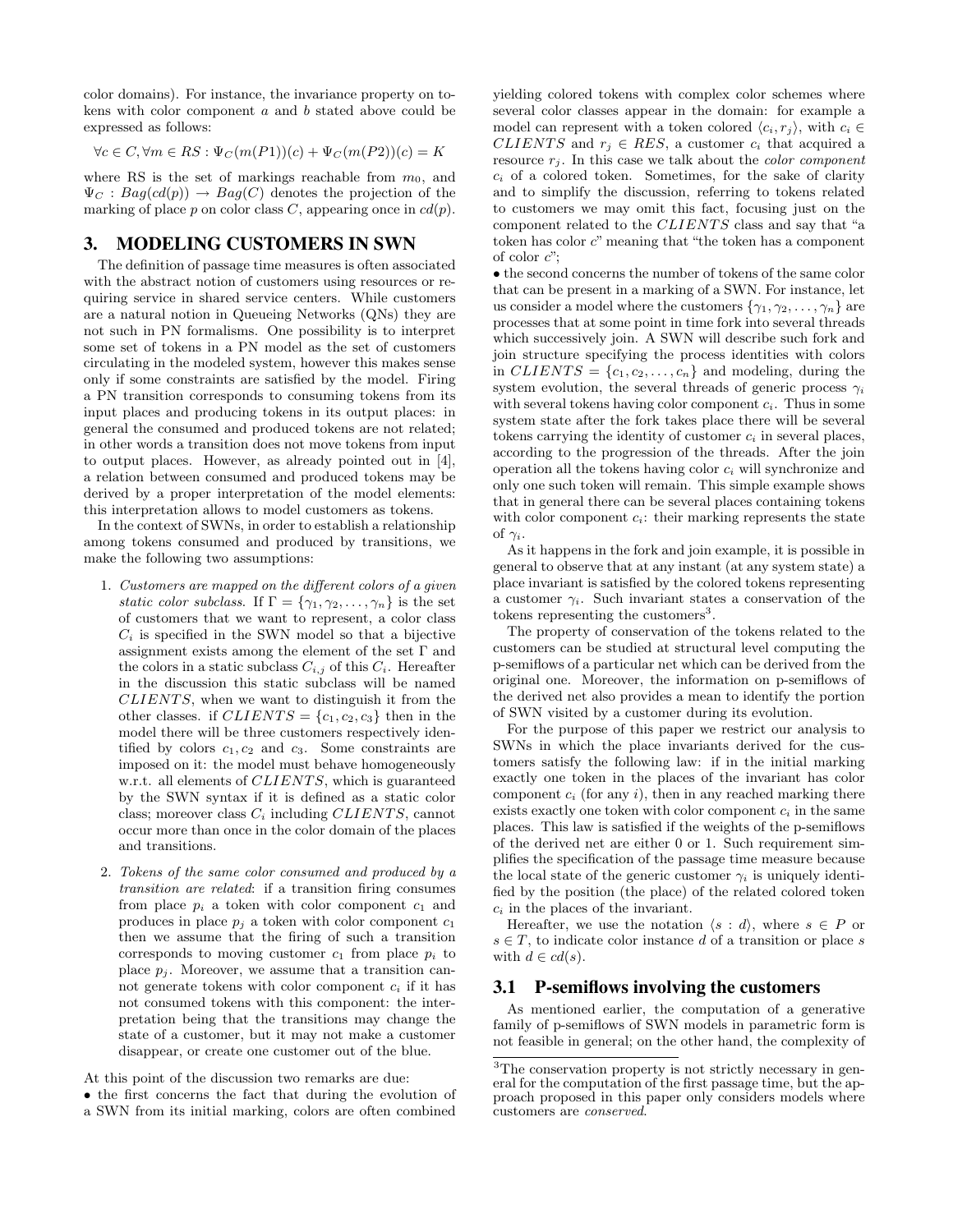color domains). For instance, the invariance property on tokens with color component $a$ and $b$ stated above could be expressed as follows:

$$\forall c \in C, \forall m \in RS : \Psi_C(m(P1))(c) + \Psi_C(m(P2))(c) = K$$

where RS is the set of markings reachable from $m_0$, and $\Psi_C : Bag(cd(p)) \rightarrow Bag(C)$ denotes the projection of the marking of place $p$ on color class $C$, appearing once in $cd(p)$.

## 3. MODELING CUSTOMERS IN SWN

The definition of passage time measures is often associated with the abstract notion of customers using resources or requiring service in shared service centers. While customers are a natural notion in Queueing Networks (QNs) they are not such in PN formalisms. One possibility is to interpret some set of tokens in a PN model as the set of customers circulating in the modeled system, however this makes sense only if some constraints are satisfied by the model. Firing a PN transition corresponds to consuming tokens from its input places and producing tokens in its output places: in general the consumed and produced tokens are not related; in other words a transition does not move tokens from input to output places. However, as already pointed out in [4], a relation between consumed and produced tokens may be derived by a proper interpretation of the model elements: this interpretation allows to model customers as tokens.

In the context of SWNs, in order to establish a relationship among tokens consumed and produced by transitions, we make the following two assumptions:

1. *Customers are mapped on the different colors of a given static color subclass.* If $\Gamma = \{\gamma_1, \gamma_2, \ldots, \gamma_n\}$ is the set of customers that we want to represent, a color class $C_i$ is specified in the SWN model so that a bijective assignment exists among the element of the set $\Gamma$ and the colors in a static subclass $C_{i,j}$ of this $C_i$. Hereafter in the discussion this static subclass will be named $CLIENTS$, when we want to distinguish it from the other classes. if $CLIENTS = \{c_1, c_2, c_3\}$ then in the model there will be three customers respectively identified by colors $c_1, c_2$ and $c_3$. Some constraints are imposed on it: the model must behave homogeneously w.r.t. all elements of $CLIENTS$, which is guaranteed by the SWN syntax if it is defined as a static color class; moreover class $C_i$ including $CLIENTS$, cannot occur more than once in the color domain of the places and transitions.

2. *Tokens of the same color consumed and produced by a transition are related*: if a transition firing consumes from place $p_i$ a token with color component $c_1$ and produces in place $p_j$ a token with color component $c_1$ then we assume that the firing of such a transition corresponds to moving customer $c_1$ from place $p_i$ to place $p_j$. Moreover, we assume that a transition cannot generate tokens with color component $c_i$ if it has not consumed tokens with this component: the interpretation being that the transitions may change the state of a customer, but it may not make a customer disappear, or create one customer out of the blue.

At this point of the discussion two remarks are due:

• the first concerns the fact that during the evolution of a SWN from its initial marking, colors are often combined yielding colored tokens with complex color schemes where several color classes appear in the domain: for example a model can represent with a token colored $\langle c_i, r_j \rangle$, with $c_i \in CLIENTS$ and $r_j \in RES$, a customer $c_i$ that acquired a resource $r_j$. In this case we talk about the *color component* $c_i$ of a colored token. Sometimes, for the sake of clarity and to simplify the discussion, referring to tokens related to customers we may omit this fact, focusing just on the component related to the $CLIENTS$ class and say that "a token has color $c$" meaning that "the token has a component of color $c$";

• the second concerns the number of tokens of the same color that can be present in a marking of a SWN. For instance, let us consider a model where the customers $\{\gamma_1, \gamma_2, \ldots, \gamma_n\}$ are processes that at some point in time fork into several threads which successively join. A SWN will describe such fork and join structure specifying the process identities with colors in $CLIENTS = \{c_1, c_2, \ldots, c_n\}$ and modeling, during the system evolution, the several threads of generic process $\gamma_i$ with several tokens having color component $c_i$. Thus in some system state after the fork takes place there will be several tokens carrying the identity of customer $c_i$ in several places, according to the progression of the threads. After the join operation all the tokens having color $c_i$ will synchronize and only one such token will remain. This simple example shows that in general there can be several places containing tokens with color component $c_i$: their marking represents the state of $\gamma_i$.

As it happens in the fork and join example, it is possible in general to observe that at any instant (at any system state) a place invariant is satisfied by the colored tokens representing a customer $\gamma_i$. Such invariant states a conservation of the tokens representing the customers[3].

The property of conservation of the tokens related to the customers can be studied at structural level computing the p-semiflows of a particular net which can be derived from the original one. Moreover, the information on p-semiflows of the derived net also provides a mean to identify the portion of SWN visited by a customer during its evolution.

For the purpose of this paper we restrict our analysis to SWNs in which the place invariants derived for the customers satisfy the following law: if in the initial marking exactly one token in the places of the invariant has color component $c_i$ (for any $i$), then in any reached marking there exists exactly one token with color component $c_i$ in the same places. This law is satisfied if the weights of the p-semiflows of the derived net are either 0 or 1. Such requirement simplifies the specification of the passage time measure because the local state of the generic customer $\gamma_i$ is uniquely identified by the position (the place) of the related colored token $c_i$ in the places of the invariant.

Hereafter, we use the notation $\langle s : d \rangle$, where $s \in P$ or $s \in T$, to indicate color instance $d$ of a transition or place $s$ with $d \in cd(s)$.

### 3.1 P-semiflows involving the customers

As mentioned earlier, the computation of a generative family of p-semiflows of SWN models in parametric form is not feasible in general; on the other hand, the complexity of

[3]The conservation property is not strictly necessary in general for the computation of the first passage time, but the approach proposed in this paper only considers models where customers are *conserved*.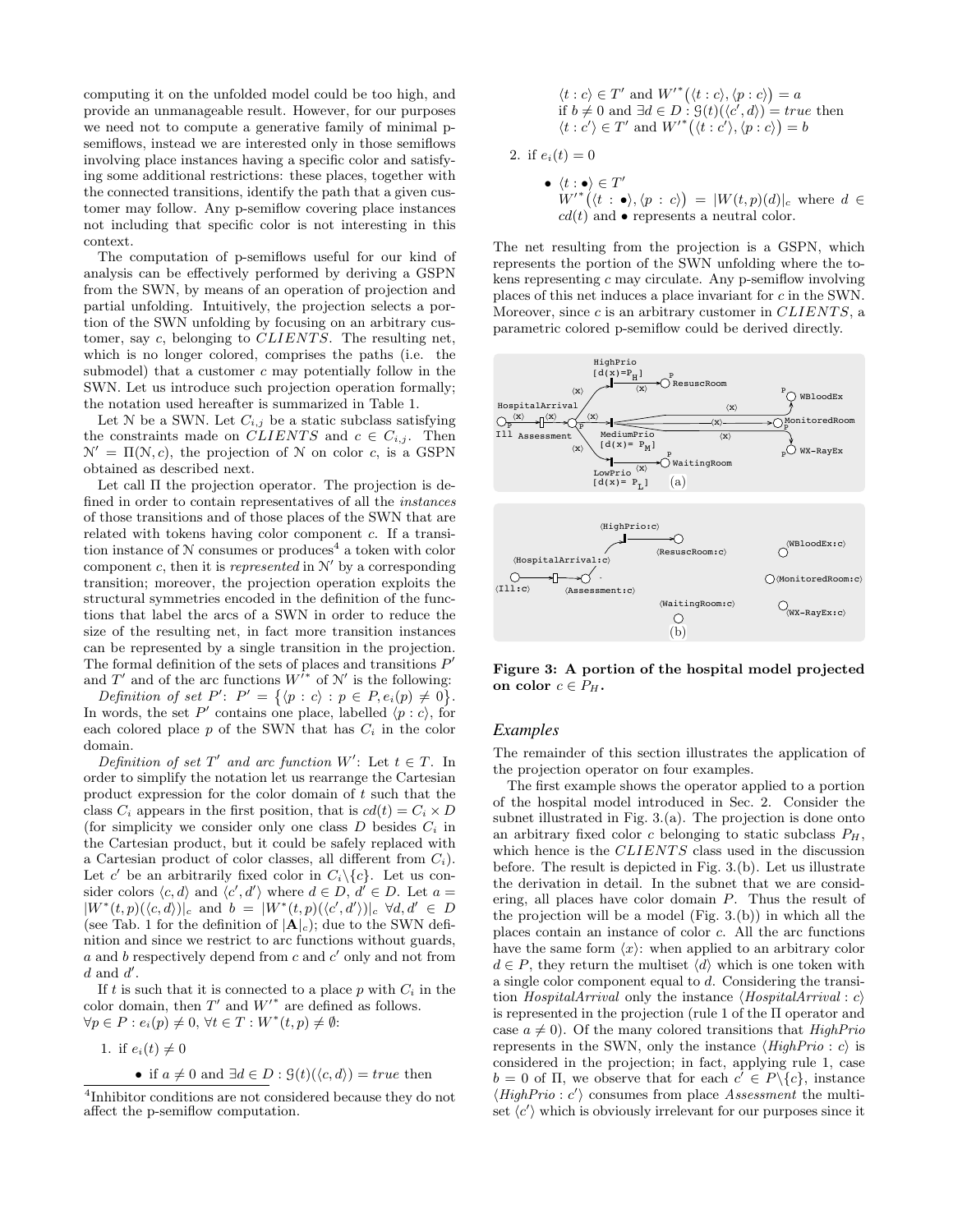computing it on the unfolded model could be too high, and provide an unmanageable result. However, for our purposes we need not to compute a generative family of minimal p-semiflows, instead we are interested only in those semiflows involving place instances having a specific color and satisfying some additional restrictions: these places, together with the connected transitions, identify the path that a given customer may follow. Any p-semiflow covering place instances not including that specific color is not interesting in this context.

The computation of p-semiflows useful for our kind of analysis can be effectively performed by deriving a GSPN from the SWN, by means of an operation of projection and partial unfolding. Intuitively, the projection selects a portion of the SWN unfolding by focusing on an arbitrary customer, say $c$, belonging to $CLIENTS$. The resulting net, which is no longer colored, comprises the paths (i.e. the submodel) that a customer $c$ may potentially follow in the SWN. Let us introduce such projection operation formally; the notation used hereafter is summarized in Table 1.

Let $\mathcal{N}$ be a SWN. Let $C_{i,j}$ be a static subclass satisfying the constraints made on $CLIENTS$ and $c \in C_{i,j}$. Then $\mathcal{N}' = \Pi(\mathcal{N}, c)$, the projection of $\mathcal{N}$ on color $c$, is a GSPN obtained as described next.

Let call $\Pi$ the projection operator. The projection is defined in order to contain representatives of all the *instances* of those transitions and of those places of the SWN that are related with tokens having color component $c$. If a transition instance of $\mathcal{N}$ consumes or produces[4] a token with color component $c$, then it is *represented* in $\mathcal{N}'$ by a corresponding transition; moreover, the projection operation exploits the structural symmetries encoded in the definition of the functions that label the arcs of a SWN in order to reduce the size of the resulting net, in fact more transition instances can be represented by a single transition in the projection. The formal definition of the sets of places and transitions $P'$ and $T'$ and of the arc functions $W'^*$ of $\mathcal{N}'$ is the following:

*Definition of set $P'$*: $P' = \{\langle p : c\rangle : p \in P, e_i(p) \neq 0\}$. In words, the set $P'$ contains one place, labelled $\langle p : c\rangle$, for each colored place $p$ of the SWN that has $C_i$ in the color domain.

*Definition of set $T'$ and arc function $W'$*: Let $t \in T$. In order to simplify the notation let us rearrange the Cartesian product expression for the color domain of $t$ such that the class $C_i$ appears in the first position, that is $cd(t) = C_i \times D$ (for simplicity we consider only one class $D$ besides $C_i$ in the Cartesian product, but it could be safely replaced with a Cartesian product of color classes, all different from $C_i$). Let $c'$ be an arbitrarily fixed color in $C_i \backslash \{c\}$. Let us consider colors $\langle c, d\rangle$ and $\langle c', d'\rangle$ where $d \in D$, $d' \in D$. Let $a = |W^*(t,p)(\langle c, d\rangle)|_c$ and $b = |W^*(t,p)(\langle c', d'\rangle)|_c$ $\forall d, d' \in D$ (see Tab. 1 for the definition of $|\mathbf{A}|_c$); due to the SWN definition and since we restrict to arc functions without guards, $a$ and $b$ respectively depend from $c$ and $c'$ only and not from $d$ and $d'$.

If $t$ is such that it is connected to a place $p$ with $C_i$ in the color domain, then $T'$ and $W'^*$ are defined as follows. $\forall p \in P : e_i(p) \neq 0$, $\forall t \in T : W^*(t,p) \neq \emptyset$:

1. if $e_i(t) \neq 0$
   - if $a \neq 0$ and $\exists d \in D : \mathcal{G}(t)(\langle c, d\rangle) = true$ then $\langle t : c\rangle \in T'$ and $W'^*(\langle t : c\rangle, \langle p : c\rangle) = a$
     if $b \neq 0$ and $\exists d \in D : \mathcal{G}(t)(\langle c', d\rangle) = true$ then $\langle t : c'\rangle \in T'$ and $W'^*(\langle t : c'\rangle, \langle p : c\rangle) = b$
2. if $e_i(t) = 0$
   - $\langle t : \bullet\rangle \in T'$
     $W'^*(\langle t : \bullet\rangle, \langle p : c\rangle) = |W(t,p)(d)|_c$ where $d \in cd(t)$ and $\bullet$ represents a neutral color.

The net resulting from the projection is a GSPN, which represents the portion of the SWN unfolding where the tokens representing $c$ may circulate. Any p-semiflow involving places of this net induces a place invariant for $c$ in the SWN. Moreover, since $c$ is an arbitrary customer in $CLIENTS$, a parametric colored p-semiflow could be derived directly.

**Figure 3: A portion of the hospital model projected on color $c \in P_H$.**

### Examples

The remainder of this section illustrates the application of the projection operator on four examples.

The first example shows the operator applied to a portion of the hospital model introduced in Sec. 2. Consider the subnet illustrated in Fig. 3.(a). The projection is done onto an arbitrary fixed color $c$ belonging to static subclass $P_H$, which hence is the $CLIENTS$ class used in the discussion before. The result is depicted in Fig. 3.(b). Let us illustrate the derivation in detail. In the subnet that we are considering, all places have color domain $P$. Thus the result of the projection will be a model (Fig. 3.(b)) in which all the places contain an instance of color $c$. All the arc functions have the same form $\langle x\rangle$: when applied to an arbitrary color $d \in P$, they return the multiset $\langle d\rangle$ which is one token with a single color component equal to $d$. Considering the transition *HospitalArrival* only the instance $\langle HospitalArrival : c\rangle$ is represented in the projection (rule 1 of the $\Pi$ operator and case $a \neq 0$). Of the many colored transitions that *HighPrio* represents in the SWN, only the instance $\langle HighPrio : c\rangle$ is considered in the projection; in fact, applying rule 1, case $b = 0$ of $\Pi$, we observe that for each $c' \in P \backslash \{c\}$, instance $\langle HighPrio : c'\rangle$ consumes from place *Assessment* the multiset $\langle c'\rangle$ which is obviously irrelevant for our purposes since it

[4] Inhibitor conditions are not considered because they do not affect the p-semiflow computation.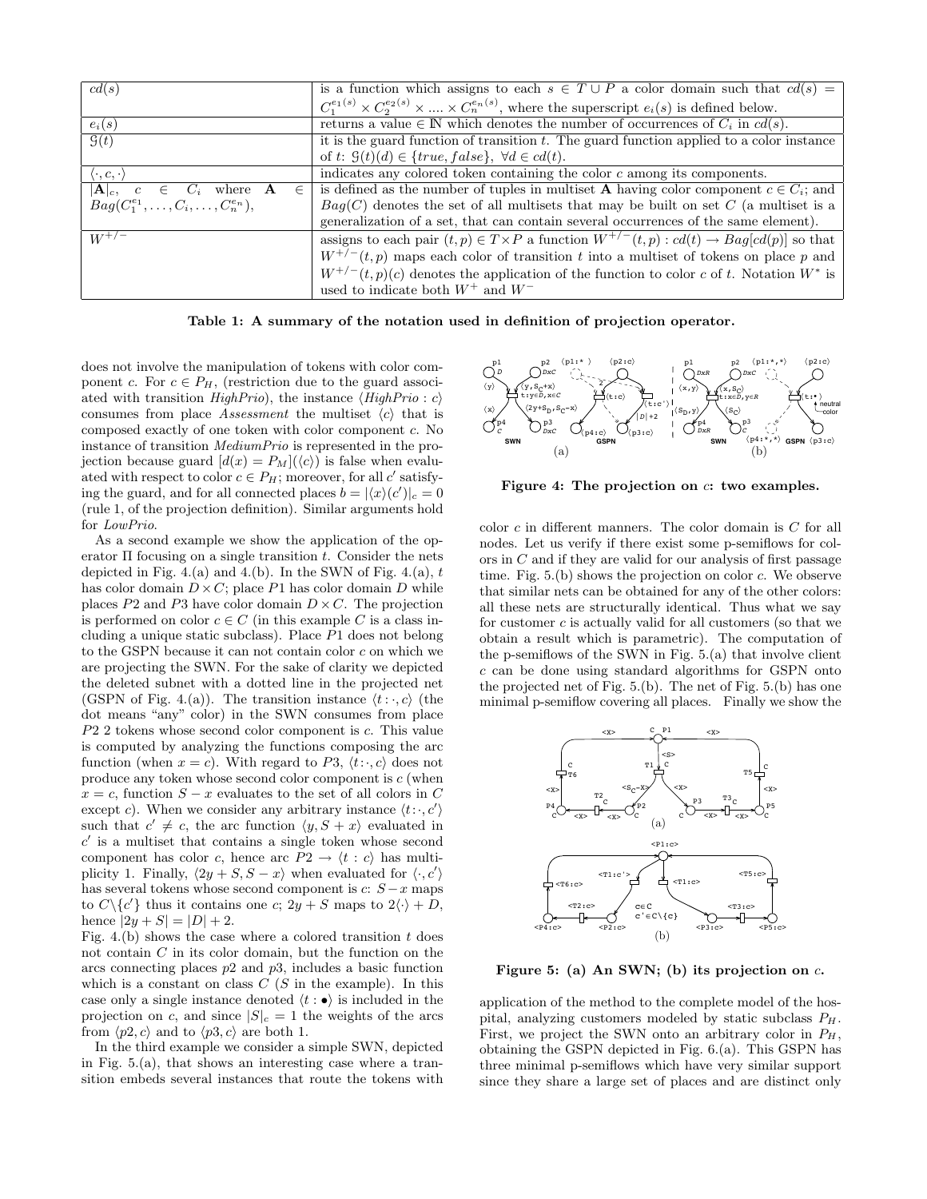| | |
|---|---|
| $cd(s)$ | is a function which assigns to each $s \in T \cup P$ a color domain such that $cd(s) = C_1^{e_1(s)} \times C_2^{e_2(s)} \times .... \times C_n^{e_n(s)}$, where the superscript $e_i(s)$ is defined below. |
| $e_i(s)$ | returns a value $\in \mathbb{N}$ which denotes the number of occurrences of $C_i$ in $cd(s)$. |
| $\mathcal{G}(t)$ | it is the guard function of transition $t$. The guard function applied to a color instance of $t$: $\mathcal{G}(t)(d) \in \{true, false\}$, $\forall d \in cd(t)$. |
| $\langle \cdot, c, \cdot \rangle$ | indicates any colored token containing the color $c$ among its components. |
| $\lvert\mathbf{A}\rvert_c$, $c \in C_i$ where $\mathbf{A} \in Bag(C_1^{e_1}, \ldots, C_i, \ldots, C_n^{e_n})$, | is defined as the number of tuples in multiset $\mathbf{A}$ having color component $c \in C_i$; and $Bag(C)$ denotes the set of all multisets that may be built on set $C$ (a multiset is a generalization of a set, that can contain several occurrences of the same element). |
| $W^{+/-}$ | assigns to each pair $(t,p) \in T \times P$ a function $W^{+/-}(t,p) : cd(t) \to Bag[cd(p)]$ so that $W^{+/-}(t,p)$ maps each color of transition $t$ into a multiset of tokens on place $p$ and $W^{+/-}(t,p)(c)$ denotes the application of the function to color $c$ of $t$. Notation $W^*$ is used to indicate both $W^+$ and $W^-$ |

**Table 1: A summary of the notation used in definition of projection operator.**

does not involve the manipulation of tokens with color component $c$. For $c \in P_H$, (restriction due to the guard associated with transition *HighPrio*), the instance $\langle HighPrio : c\rangle$ consumes from place *Assessment* the multiset $\langle c\rangle$ that is composed exactly of one token with color component $c$. No instance of transition *MediumPrio* is represented in the projection because guard $[d(x) = P_M](\langle c\rangle)$ is false when evaluated with respect to color $c \in P_H$; moreover, for all $c'$ satisfying the guard, and for all connected places $b = |\langle x\rangle(c')|_c = 0$ (rule 1, of the projection definition). Similar arguments hold for *LowPrio*.

As a second example we show the application of the operator $\Pi$ focusing on a single transition $t$. Consider the nets depicted in Fig. 4.(a) and 4.(b). In the SWN of Fig. 4.(a), $t$ has color domain $D \times C$; place $P1$ has color domain $D$ while places $P2$ and $P3$ have color domain $D \times C$. The projection is performed on color $c \in C$ (in this example $C$ is a class including a unique static subclass). Place $P1$ does not belong to the GSPN because it can not contain color $c$ on which we are projecting the SWN. For the sake of clarity we depicted the deleted subnet with a dotted line in the projected net (GSPN of Fig. 4.(a)). The transition instance $\langle t\!:\!\cdot, c\rangle$ (the dot means "any" color) in the SWN consumes from place $P2$ 2 tokens whose second color component is $c$. This value is computed by analyzing the functions composing the arc function (when $x = c$). With regard to $P3$, $\langle t\!:\!\cdot, c\rangle$ does not produce any token whose second color component is $c$ (when $x = c$, function $S - x$ evaluates to the set of all colors in $C$ except $c$). When we consider any arbitrary instance $\langle t\!:\!\cdot, c'\rangle$ such that $c' \neq c$, the arc function $\langle y, S + x\rangle$ evaluated in $c'$ is a multiset that contains a single token whose second component has color $c$, hence arc $P2 \to \langle t : c\rangle$ has multiplicity 1. Finally, $\langle 2y + S, S - x\rangle$ when evaluated for $\langle \cdot, c'\rangle$ has several tokens whose second component is $c$: $S - x$ maps to $C\backslash\{c'\}$ thus it contains one $c$; $2y + S$ maps to $2\langle\cdot\rangle + D$, hence $|2y + S| = |D| + 2$.

Fig. 4.(b) shows the case where a colored transition $t$ does not contain $C$ in its color domain, but the function on the arcs connecting places $p2$ and $p3$, includes a basic function which is a constant on class $C$ ($S$ in the example). In this case only a single instance denoted $\langle t : \bullet\rangle$ is included in the projection on $c$, and since $|S|_c = 1$ the weights of the arcs from $\langle p2, c\rangle$ and to $\langle p3, c\rangle$ are both 1.

In the third example we consider a simple SWN, depicted in Fig. 5.(a), that shows an interesting case where a transition embeds several instances that route the tokens with color $c$ in different manners. The color domain is $C$ for all nodes. Let us verify if there exist some p-semiflows for colors in $C$ and if they are valid for our analysis of first passage time. Fig. 5.(b) shows the projection on color $c$. We observe that similar nets can be obtained for any of the other colors: all these nets are structurally identical. Thus what we say for customer $c$ is actually valid for all customers (so that we obtain a result which is parametric). The computation of the p-semiflows of the SWN in Fig. 5.(a) that involve client $c$ can be done using standard algorithms for GSPN onto the projected net of Fig. 5.(b). The net of Fig. 5.(b) has one minimal p-semiflow covering all places. Finally we show the

**Figure 4: The projection on $c$: two examples.**

**Figure 5: (a) An SWN; (b) its projection on $c$.**

application of the method to the complete model of the hospital, analyzing customers modeled by static subclass $P_H$. First, we project the SWN onto an arbitrary color in $P_H$, obtaining the GSPN depicted in Fig. 6.(a). This GSPN has three minimal p-semiflows which have very similar support since they share a large set of places and are distinct only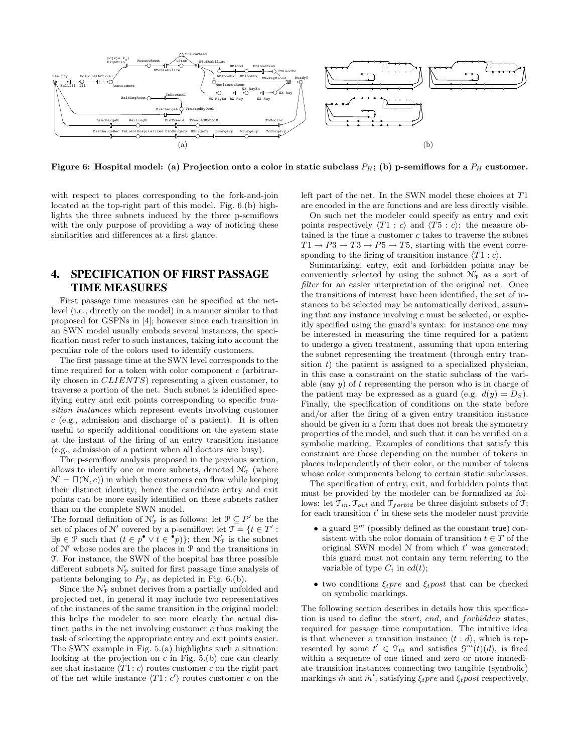Figure 6: Hospital model: (a) Projection onto a color in static subclass $P_H$; (b) p-semiflows for a $P_H$ customer.

with respect to places corresponding to the fork-and-join located at the top-right part of this model. Fig. 6.(b) highlights the three subnets induced by the three p-semiflows with the only purpose of providing a way of noticing these similarities and differences at a first glance.

## 4. SPECIFICATION OF FIRST PASSAGE TIME MEASURES

First passage time measures can be specified at the net-level (i.e., directly on the model) in a manner similar to that proposed for GSPNs in [4]; however since each transition in an SWN model usually embeds several instances, the specification must refer to such instances, taking into account the peculiar role of the colors used to identify customers.

The first passage time at the SWN level corresponds to the time required for a token with color component $c$ (arbitrarily chosen in $CLIENTS$) representing a given customer, to traverse a portion of the net. Such subnet is identified specifying entry and exit points corresponding to specific *transition instances* which represent events involving customer $c$ (e.g., admission and discharge of a patient). It is often useful to specify additional conditions on the system state at the instant of the firing of an entry transition instance (e.g., admission of a patient when all doctors are busy).

The p-semiflow analysis proposed in the previous section, allows to identify one or more subnets, denoted $\mathcal{N}'_{\mathcal{P}}$ (where $\mathcal{N}' = \Pi(\mathcal{N}, c)$) in which the customers can flow while keeping their distinct identity; hence the candidate entry and exit points can be more easily identified on these subnets rather than on the complete SWN model.
The formal definition of $\mathcal{N}'_{\mathcal{P}}$ is as follows: let $\mathcal{P} \subseteq P'$ be the set of places of $\mathcal{N}'$ covered by a p-semiflow; let $\mathcal{T} = \{t \in T' : \exists p \in \mathcal{P} \text{ such that } (t \in p^\bullet \vee t \in {}^\bullet p)\}$; then $\mathcal{N}'_{\mathcal{P}}$ is the subnet of $\mathcal{N}'$ whose nodes are the places in $\mathcal{P}$ and the transitions in $\mathcal{T}$. For instance, the SWN of the hospital has three possible different subnets $\mathcal{N}'_{\mathcal{P}}$ suited for first passage time analysis of patients belonging to $P_H$, as depicted in Fig. 6.(b).

Since the $\mathcal{N}'_{\mathcal{P}}$ subnet derives from a partially unfolded and projected net, in general it may include two representatives of the instances of the same transition in the original model: this helps the modeler to see more clearly the actual distinct paths in the net involving customer $c$ thus making the task of selecting the appropriate entry and exit points easier. The SWN example in Fig. 5.(a) highlights such a situation: looking at the projection on $c$ in Fig. 5.(b) one can clearly see that instance $\langle T1 : c\rangle$ routes customer $c$ on the right part of the net while instance $\langle T1 : c'\rangle$ routes customer $c$ on the left part of the net. In the SWN model these choices at $T1$ are encoded in the arc functions and are less directly visible.

On such net the modeler could specify as entry and exit points respectively $\langle T1 : c\rangle$ and $\langle T5 : c\rangle$: the measure obtained is the time a customer $c$ takes to traverse the subnet $T1 \rightarrow P3 \rightarrow T3 \rightarrow P5 \rightarrow T5$, starting with the event corresponding to the firing of transition instance $\langle T1 : c\rangle$.

Summarizing, entry, exit and forbidden points may be conveniently selected by using the subnet $\mathcal{N}'_{\mathcal{P}}$ as a sort of *filter* for an easier interpretation of the original net. Once the transitions of interest have been identified, the set of instances to be selected may be automatically derived, assuming that any instance involving $c$ must be selected, or explicitly specified using the guard's syntax: for instance one may be interested in measuring the time required for a patient to undergo a given treatment, assuming that upon entering the subnet representing the treatment (through entry transition $t$) the patient is assigned to a specialized physician, in this case a constraint on the static subclass of the variable (say $y$) of $t$ representing the person who is in charge of the patient may be expressed as a guard (e.g. $d(y) = D_S$). Finally, the specification of conditions on the state before and/or after the firing of a given entry transition instance should be given in a form that does not break the symmetry properties of the model, and such that it can be verified on a symbolic marking. Examples of conditions that satisfy this constraint are those depending on the number of tokens in places independently of their color, or the number of tokens whose color components belong to certain static subclasses.

The specification of entry, exit, and forbidden points that must be provided by the modeler can be formalized as follows: let $\mathcal{T}_{in}, \mathcal{T}_{out}$ and $\mathcal{T}_{forbid}$ be three disjoint subsets of $\mathcal{T}$; for each transition $t'$ in these sets the modeler must provide

- a guard $\mathcal{G}^m$ (possibly defined as the constant true) consistent with the color domain of transition $t \in T$ of the original SWN model $\mathcal{N}$ from which $t'$ was generated; this guard must not contain any term referring to the variable of type $C_i$ in $cd(t)$;
- two conditions $\xi_t pre$ and $\xi_t post$ that can be checked on symbolic markings.

The following section describes in details how this specification is used to define the $start$, $end$, and $forbidden$ states, required for passage time computation. The intuitive idea is that whenever a transition instance $\langle t : d\rangle$, which is represented by some $t' \in \mathcal{T}_{in}$ and satisfies $\mathcal{G}^m(t)(d)$, is fired within a sequence of one timed and zero or more immediate transition instances connecting two tangible (symbolic) markings $\hat{m}$ and $\hat{m}'$, satisfying $\xi_t pre$ and $\xi_t post$ respectively,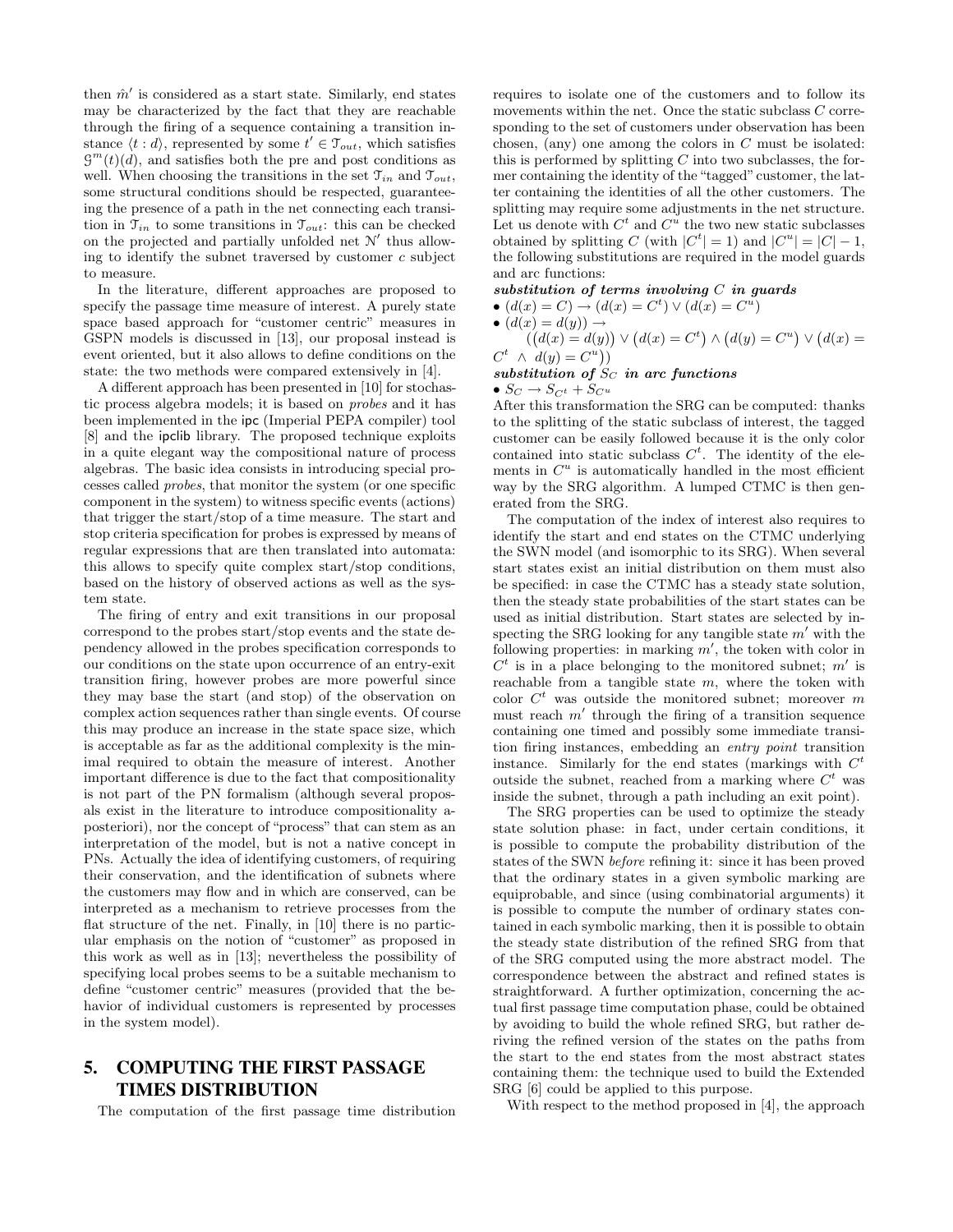then $\hat{m}'$ is considered as a start state. Similarly, end states may be characterized by the fact that they are reachable through the firing of a sequence containing a transition instance $\langle t : d \rangle$, represented by some $t' \in \mathcal{T}_{out}$, which satisfies $\mathcal{G}^m(t)(d)$, and satisfies both the pre and post conditions as well. When choosing the transitions in the set $\mathcal{T}_{in}$ and $\mathcal{T}_{out}$, some structural conditions should be respected, guaranteeing the presence of a path in the net connecting each transition in $\mathcal{T}_{in}$ to some transitions in $\mathcal{T}_{out}$: this can be checked on the projected and partially unfolded net $\mathcal{N}'$ thus allowing to identify the subnet traversed by customer $c$ subject to measure.

In the literature, different approaches are proposed to specify the passage time measure of interest. A purely state space based approach for "customer centric" measures in GSPN models is discussed in [13], our proposal instead is event oriented, but it also allows to define conditions on the state: the two methods were compared extensively in [4].

A different approach has been presented in [10] for stochastic process algebra models; it is based on *probes* and it has been implemented in the ipc (Imperial PEPA compiler) tool [8] and the ipclib library. The proposed technique exploits in a quite elegant way the compositional nature of process algebras. The basic idea consists in introducing special processes called *probes*, that monitor the system (or one specific component in the system) to witness specific events (actions) that trigger the start/stop of a time measure. The start and stop criteria specification for probes is expressed by means of regular expressions that are then translated into automata: this allows to specify quite complex start/stop conditions, based on the history of observed actions as well as the system state.

The firing of entry and exit transitions in our proposal correspond to the probes start/stop events and the state dependency allowed in the probes specification corresponds to our conditions on the state upon occurrence of an entry-exit transition firing, however probes are more powerful since they may base the start (and stop) of the observation on complex action sequences rather than single events. Of course this may produce an increase in the state space size, which is acceptable as far as the additional complexity is the minimal required to obtain the measure of interest. Another important difference is due to the fact that compositionality is not part of the PN formalism (although several proposals exist in the literature to introduce compositionality a-posteriori), nor the concept of "process" that can stem as an interpretation of the model, but is not a native concept in PNs. Actually the idea of identifying customers, of requiring their conservation, and the identification of subnets where the customers may flow and in which are conserved, can be interpreted as a mechanism to retrieve processes from the flat structure of the net. Finally, in [10] there is no particular emphasis on the notion of "customer" as proposed in this work as well as in [13]; nevertheless the possibility of specifying local probes seems to be a suitable mechanism to define "customer centric" measures (provided that the behavior of individual customers is represented by processes in the system model).

## 5. COMPUTING THE FIRST PASSAGE TIMES DISTRIBUTION

The computation of the first passage time distribution requires to isolate one of the customers and to follow its movements within the net. Once the static subclass $C$ corresponding to the set of customers under observation has been chosen, (any) one among the colors in $C$ must be isolated: this is performed by splitting $C$ into two subclasses, the former containing the identity of the "tagged" customer, the latter containing the identities of all the other customers. The splitting may require some adjustments in the net structure. Let us denote with $C^t$ and $C^u$ the two new static subclasses obtained by splitting $C$ (with $|C^t| = 1$) and $|C^u| = |C| - 1$, the following substitutions are required in the model guards and arc functions:

***substitution of terms involving*** $C$ ***in guards***

- $(d(x) = C) \rightarrow (d(x) = C^t) \vee (d(x) = C^u)$
- $(d(x) = d(y)) \rightarrow$ $\big((d(x) = d(y)\big) \vee \big(d(x) = C^t\big) \wedge \big(d(y) = C^u\big) \vee \big(d(x) = C^t \;\wedge\; d(y) = C^u\big)\big)$

***substitution of*** $S_C$ ***in arc functions***

- $S_C \rightarrow S_{C^t} + S_{C^u}$

After this transformation the SRG can be computed: thanks to the splitting of the static subclass of interest, the tagged customer can be easily followed because it is the only color contained into static subclass $C^t$. The identity of the elements in $C^u$ is automatically handled in the most efficient way by the SRG algorithm. A lumped CTMC is then generated from the SRG.

The computation of the index of interest also requires to identify the start and end states on the CTMC underlying the SWN model (and isomorphic to its SRG). When several start states exist an initial distribution on them must also be specified: in case the CTMC has a steady state solution, then the steady state probabilities of the start states can be used as initial distribution. Start states are selected by inspecting the SRG looking for any tangible state $m'$ with the following properties: in marking $m'$, the token with color in $C^t$ is in a place belonging to the monitored subnet; $m'$ is reachable from a tangible state $m$, where the token with color $C^t$ was outside the monitored subnet; moreover $m$ must reach $m'$ through the firing of a transition sequence containing one timed and possibly some immediate transition firing instances, embedding an *entry point* transition instance. Similarly for the end states (markings with $C^t$ outside the subnet, reached from a marking where $C^t$ was inside the subnet, through a path including an exit point).

The SRG properties can be used to optimize the steady state solution phase: in fact, under certain conditions, it is possible to compute the probability distribution of the states of the SWN *before* refining it: since it has been proved that the ordinary states in a given symbolic marking are equiprobable, and since (using combinatorial arguments) it is possible to compute the number of ordinary states contained in each symbolic marking, then it is possible to obtain the steady state distribution of the refined SRG from that of the SRG computed using the more abstract model. The correspondence between the abstract and refined states is straightforward. A further optimization, concerning the actual first passage time computation phase, could be obtained by avoiding to build the whole refined SRG, but rather deriving the refined version of the states on the paths from the start to the end states from the most abstract states containing them: the technique used to build the Extended SRG [6] could be applied to this purpose.

With respect to the method proposed in [4], the approach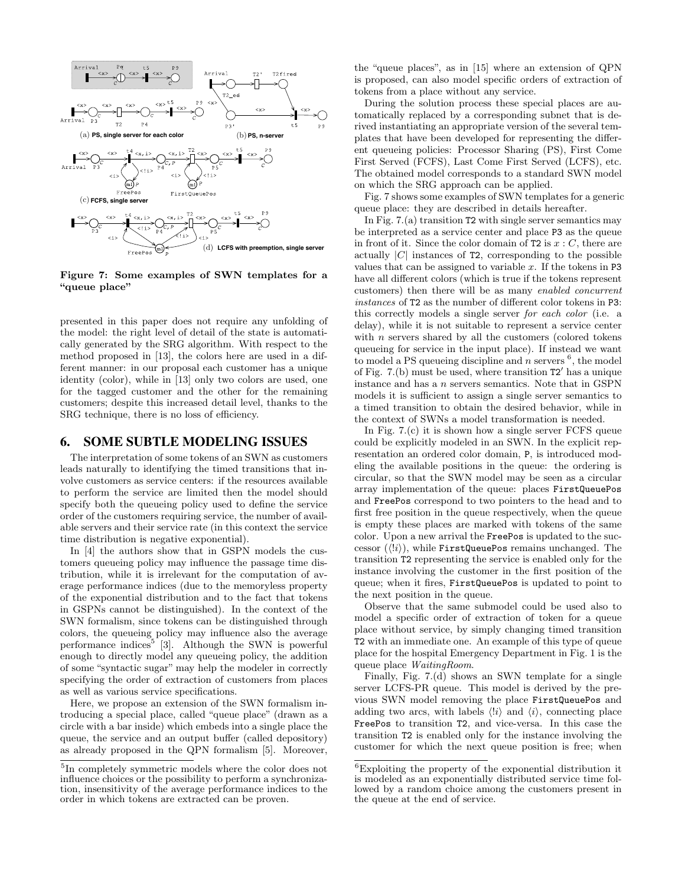Figure 7: Some examples of SWN templates for a "queue place"

presented in this paper does not require any unfolding of the model: the right level of detail of the state is automatically generated by the SRG algorithm. With respect to the method proposed in [13], the colors here are used in a different manner: in our proposal each customer has a unique identity (color), while in [13] only two colors are used, one for the tagged customer and the other for the remaining customers; despite this increased detail level, thanks to the SRG technique, there is no loss of efficiency.

## 6. SOME SUBTLE MODELING ISSUES

The interpretation of some tokens of an SWN as customers leads naturally to identifying the timed transitions that involve customers as service centers: if the resources available to perform the service are limited then the model should specify both the queueing policy used to define the service order of the customers requiring service, the number of available servers and their service rate (in this context the service time distribution is negative exponential).

In [4] the authors show that in GSPN models the customers queueing policy may influence the passage time distribution, while it is irrelevant for the computation of average performance indices (due to the memoryless property of the exponential distribution and to the fact that tokens in GSPNs cannot be distinguished). In the context of the SWN formalism, since tokens can be distinguished through colors, the queueing policy may influence also the average performance indices[5] [3]. Although the SWN is powerful enough to directly model any queueing policy, the addition of some "syntactic sugar" may help the modeler in correctly specifying the order of extraction of customers from places as well as various service specifications.

Here, we propose an extension of the SWN formalism introducing a special place, called "queue place" (drawn as a circle with a bar inside) which embeds into a single place the queue, the service and an output buffer (called depository) as already proposed in the QPN formalism [5]. Moreover, the "queue places", as in [15] where an extension of QPN is proposed, can also model specific orders of extraction of tokens from a place without any service.

During the solution process these special places are automatically replaced by a corresponding subnet that is derived instantiating an appropriate version of the several templates that have been developed for representing the different queueing policies: Processor Sharing (PS), First Come First Served (FCFS), Last Come First Served (LCFS), etc. The obtained model corresponds to a standard SWN model on which the SRG approach can be applied.

Fig. 7 shows some examples of SWN templates for a generic queue place: they are described in details hereafter.

In Fig. 7.(a) transition T2 with single server semantics may be interpreted as a service center and place P3 as the queue in front of it. Since the color domain of T2 is $x : C$, there are actually $|C|$ instances of T2, corresponding to the possible values that can be assigned to variable $x$. If the tokens in P3 have all different colors (which is true if the tokens represent customers) then there will be as many *enabled concurrent instances* of T2 as the number of different color tokens in P3: this correctly models a single server *for each color* (i.e. a delay), while it is not suitable to represent a service center with $n$ servers shared by all the customers (colored tokens queueing for service in the input place). If instead we want to model a PS queueing discipline and $n$ servers [6], the model of Fig. 7.(b) must be used, where transition T2$'$ has a unique instance and has a $n$ servers semantics. Note that in GSPN models it is sufficient to assign a single server semantics to a timed transition to obtain the desired behavior, while in the context of SWNs a model transformation is needed.

In Fig. 7.(c) it is shown how a single server FCFS queue could be explicitly modeled in an SWN. In the explicit representation an ordered color domain, P, is introduced modeling the available positions in the queue: the ordering is circular, so that the SWN model may be seen as a circular array implementation of the queue: places FirstQueuePos and FreePos correspond to two pointers to the head and to first free position in the queue respectively, when the queue is empty these places are marked with tokens of the same color. Upon a new arrival the FreePos is updated to the successor ($\langle !i \rangle$), while FirstQueuePos remains unchanged. The transition T2 representing the service is enabled only for the instance involving the customer in the first position of the queue; when it fires, FirstQueuePos is updated to point to the next position in the queue.

Observe that the same submodel could be used also to model a specific order of extraction of token for a queue place without service, by simply changing timed transition T2 with an immediate one. An example of this type of queue place for the hospital Emergency Department in Fig. 1 is the queue place *WaitingRoom*.

Finally, Fig. 7.(d) shows an SWN template for a single server LCFS-PR queue. This model is derived by the previous SWN model removing the place FirstQueuePos and adding two arcs, with labels $\langle !i \rangle$ and $\langle i \rangle$, connecting place FreePos to transition T2, and vice-versa. In this case the transition T2 is enabled only for the instance involving the customer for which the next queue position is free; when

---

[5] In completely symmetric models where the color does not influence choices or the possibility to perform a synchronization, insensitivity of the average performance indices to the order in which tokens are extracted can be proven.

[6] Exploiting the property of the exponential distribution it is modeled as an exponentially distributed service time followed by a random choice among the customers present in the queue at the end of service.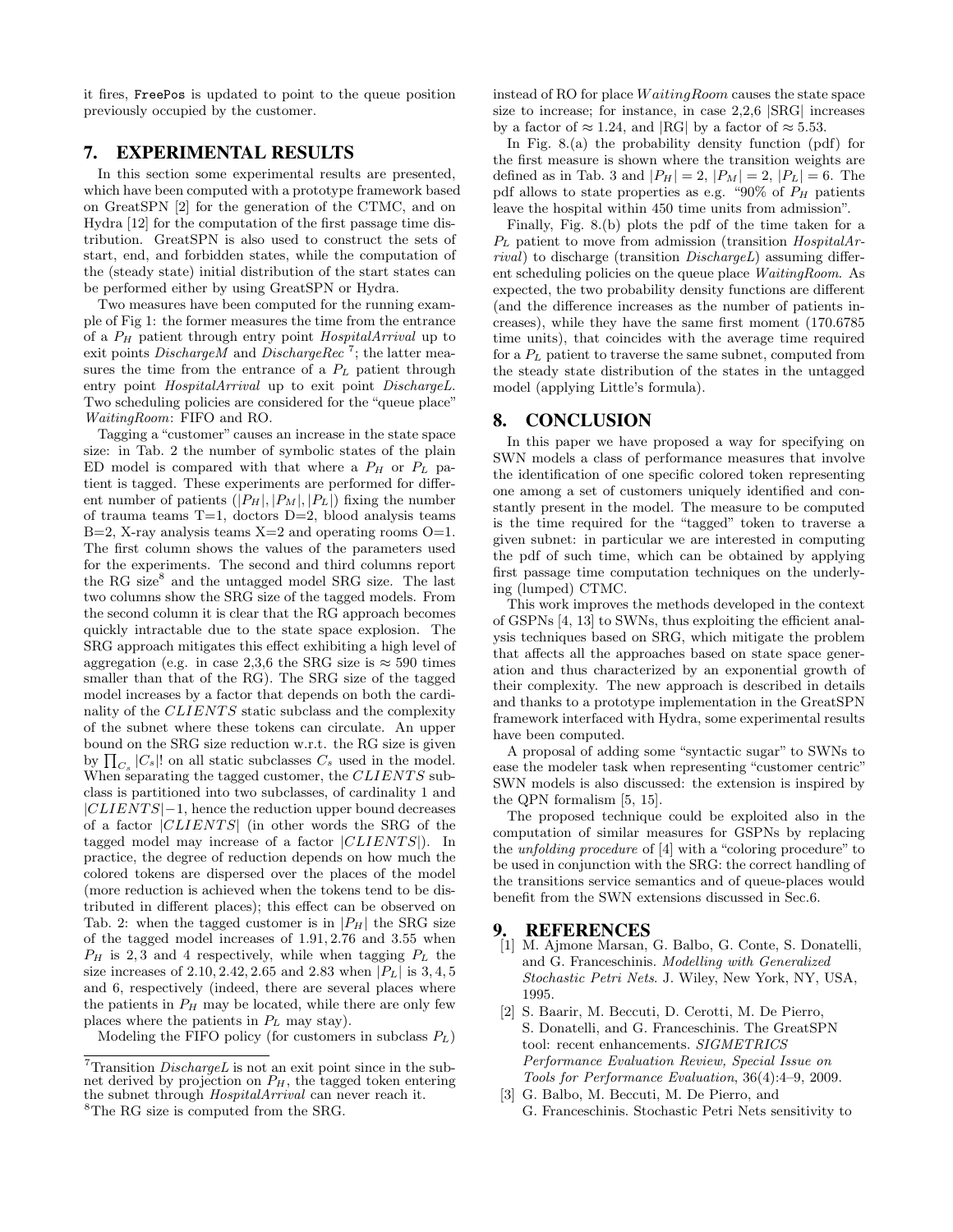it fires, FreePos is updated to point to the queue position previously occupied by the customer.

## 7. EXPERIMENTAL RESULTS

In this section some experimental results are presented, which have been computed with a prototype framework based on GreatSPN [2] for the generation of the CTMC, and on Hydra [12] for the computation of the first passage time distribution. GreatSPN is also used to construct the sets of start, end, and forbidden states, while the computation of the (steady state) initial distribution of the start states can be performed either by using GreatSPN or Hydra.

Two measures have been computed for the running example of Fig 1: the former measures the time from the entrance of a $P_H$ patient through entry point *HospitalArrival* up to exit points *DischargeM* and *DischargeRec* [7]; the latter measures the time from the entrance of a $P_L$ patient through entry point *HospitalArrival* up to exit point *DischargeL*. Two scheduling policies are considered for the "queue place" *WaitingRoom*: FIFO and RO.

Tagging a "customer" causes an increase in the state space size: in Tab. 2 the number of symbolic states of the plain ED model is compared with that where a $P_H$ or $P_L$ patient is tagged. These experiments are performed for different number of patients ($|P_H|, |P_M|, |P_L|$) fixing the number of trauma teams T=1, doctors D=2, blood analysis teams B=2, X-ray analysis teams X=2 and operating rooms O=1. The first column shows the values of the parameters used for the experiments. The second and third columns report the RG size[8] and the untagged model SRG size. The last two columns show the SRG size of the tagged models. From the second column it is clear that the RG approach becomes quickly intractable due to the state space explosion. The SRG approach mitigates this effect exhibiting a high level of aggregation (e.g. in case 2,3,6 the SRG size is $\approx 590$ times smaller than that of the RG). The SRG size of the tagged model increases by a factor that depends on both the cardinality of the $CLIENTS$ static subclass and the complexity of the subnet where these tokens can circulate. An upper bound on the SRG size reduction w.r.t. the RG size is given by $\prod_{C_s} |C_s|!$ on all static subclasses $C_s$ used in the model. When separating the tagged customer, the $CLIENTS$ subclass is partitioned into two subclasses, of cardinality 1 and $|CLIENTS|-1$, hence the reduction upper bound decreases of a factor $|CLIENTS|$ (in other words the SRG of the tagged model may increase of a factor $|CLIENTS|$). In practice, the degree of reduction depends on how much the colored tokens are dispersed over the places of the model (more reduction is achieved when the tokens tend to be distributed in different places); this effect can be observed on Tab. 2: when the tagged customer is in $|P_H|$ the SRG size of the tagged model increases of $1.91, 2.76$ and $3.55$ when $P_H$ is $2, 3$ and $4$ respectively, while when tagging $P_L$ the size increases of $2.10, 2.42, 2.65$ and $2.83$ when $|P_L|$ is $3, 4, 5$ and $6$, respectively (indeed, there are several places where the patients in $P_H$ may be located, while there are only few places where the patients in $P_L$ may stay).

Modeling the FIFO policy (for customers in subclass $P_L$) instead of RO for place $WaitingRoom$ causes the state space size to increase; for instance, in case 2,2,6 |SRG| increases by a factor of $\approx 1.24$, and |RG| by a factor of $\approx 5.53$.

In Fig. 8.(a) the probability density function (pdf) for the first measure is shown where the transition weights are defined as in Tab. 3 and $|P_H| = 2$, $|P_M| = 2$, $|P_L| = 6$. The pdf allows to state properties as e.g. "90% of $P_H$ patients leave the hospital within 450 time units from admission".

Finally, Fig. 8.(b) plots the pdf of the time taken for a $P_L$ patient to move from admission (transition *HospitalArrival*) to discharge (transition *DischargeL*) assuming different scheduling policies on the queue place *WaitingRoom*. As expected, the two probability density functions are different (and the difference increases as the number of patients increases), while they have the same first moment (170.6785 time units), that coincides with the average time required for a $P_L$ patient to traverse the same subnet, computed from the steady state distribution of the states in the untagged model (applying Little's formula).

[7] Transition *DischargeL* is not an exit point since in the subnet derived by projection on $P_H$, the tagged token entering the subnet through *HospitalArrival* can never reach it.

[8] The RG size is computed from the SRG.

## 8. CONCLUSION

In this paper we have proposed a way for specifying on SWN models a class of performance measures that involve the identification of one specific colored token representing one among a set of customers uniquely identified and constantly present in the model. The measure to be computed is the time required for the "tagged" token to traverse a given subnet: in particular we are interested in computing the pdf of such time, which can be obtained by applying first passage time computation techniques on the underlying (lumped) CTMC.

This work improves the methods developed in the context of GSPNs [4, 13] to SWNs, thus exploiting the efficient analysis techniques based on SRG, which mitigate the problem that affects all the approaches based on state space generation and thus characterized by an exponential growth of their complexity. The new approach is described in details and thanks to a prototype implementation in the GreatSPN framework interfaced with Hydra, some experimental results have been computed.

A proposal of adding some "syntactic sugar" to SWNs to ease the modeler task when representing "customer centric" SWN models is also discussed: the extension is inspired by the QPN formalism [5, 15].

The proposed technique could be exploited also in the computation of similar measures for GSPNs by replacing the *unfolding procedure* of [4] with a "coloring procedure" to be used in conjunction with the SRG: the correct handling of the transitions service semantics and of queue-places would benefit from the SWN extensions discussed in Sec.6.

## 9. REFERENCES

[1] M. Ajmone Marsan, G. Balbo, G. Conte, S. Donatelli, and G. Franceschinis. *Modelling with Generalized Stochastic Petri Nets*. J. Wiley, New York, NY, USA, 1995.

[2] S. Baarir, M. Beccuti, D. Cerotti, M. De Pierro, S. Donatelli, and G. Franceschinis. The GreatSPN tool: recent enhancements. *SIGMETRICS Performance Evaluation Review, Special Issue on Tools for Performance Evaluation*, 36(4):4–9, 2009.

[3] G. Balbo, M. Beccuti, M. De Pierro, and G. Franceschinis. Stochastic Petri Nets sensitivity to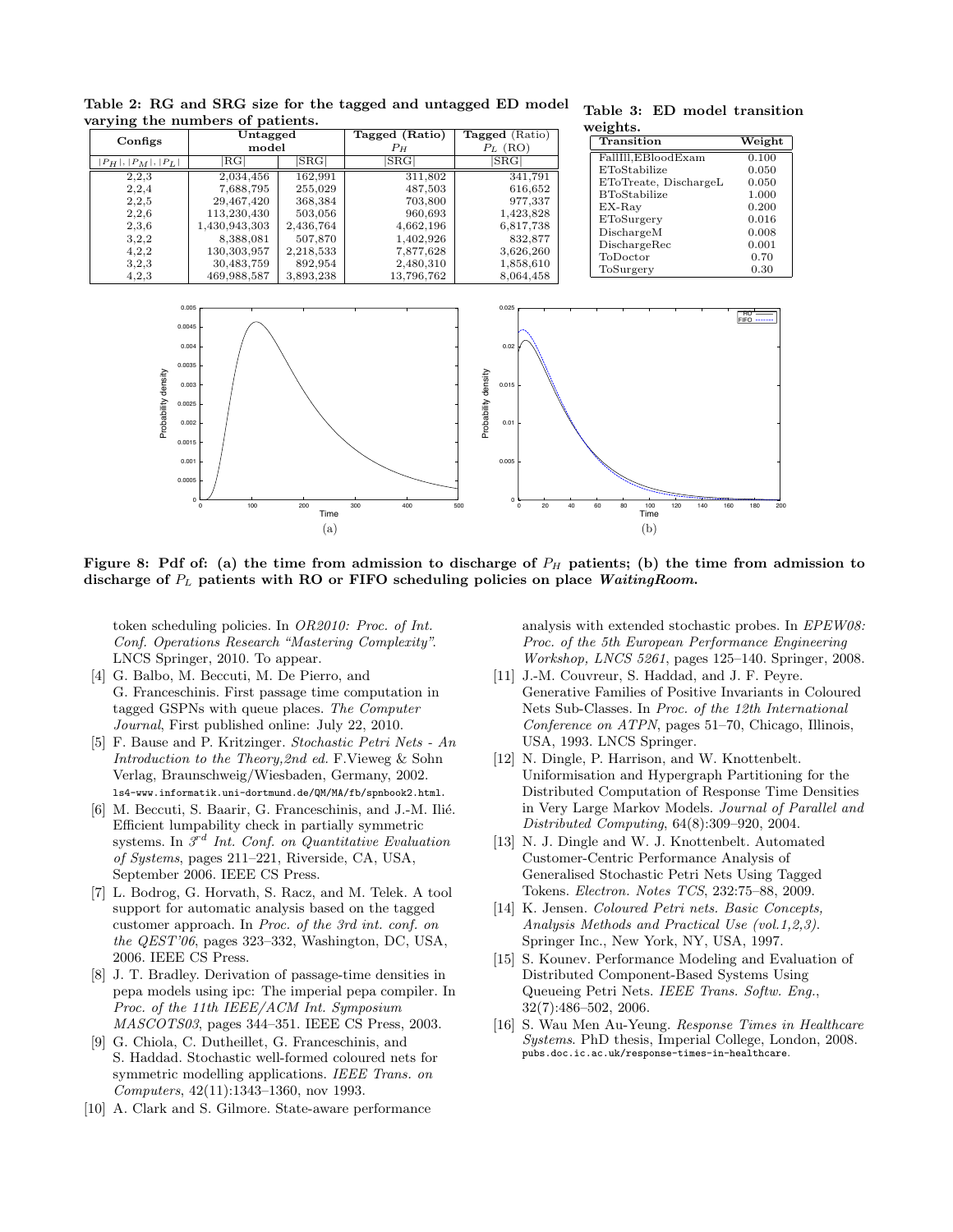**Table 2: RG and SRG size for the tagged and untagged ED model varying the numbers of patients.**

| Configs | Untagged model | | Tagged (Ratio) $P_H$ | Tagged (Ratio) $P_L$ (RO) |
|---|---|---|---|---|
| $\|P_H\|, \|P_M\|, \|P_L\|$ | \|RG\| | \|SRG\| | \|SRG\| | \|SRG\| |
| 2,2,3 | 2,034,456 | 162,991 | 311,802 | 341,791 |
| 2,2,4 | 7,688,795 | 255,029 | 487,503 | 616,652 |
| 2,2,5 | 29,467,420 | 368,384 | 703,800 | 977,337 |
| 2,2,6 | 113,230,430 | 503,056 | 960,693 | 1,423,828 |
| 2,3,6 | 1,430,943,303 | 2,436,764 | 4,662,196 | 6,817,738 |
| 3,2,2 | 8,388,081 | 507,870 | 1,402,926 | 832,877 |
| 4,2,2 | 130,303,957 | 2,218,533 | 7,877,628 | 3,626,260 |
| 3,2,3 | 30,483,759 | 892,954 | 2,480,310 | 1,858,610 |
| 4,2,3 | 469,988,587 | 3,893,238 | 13,796,762 | 8,064,458 |

**Table 3: ED model transition weights.**

| Transition | Weight |
|---|---|
| FallIll,EBloodExam | 0.100 |
| EToStabilize | 0.050 |
| EToTreate, DischargeL | 0.050 |
| BToStabilize | 1.000 |
| EX-Ray | 0.200 |
| EToSurgery | 0.016 |
| DischargeM | 0.008 |
| DischargeRec | 0.001 |
| ToDoctor | 0.70 |
| ToSurgery | 0.30 |

Probability density
Time
(a)

Probability density
Time
RO
FIFO
(b)

**Figure 8: Pdf of: (a) the time from admission to discharge of $P_H$ patients; (b) the time from admission to discharge of $P_L$ patients with RO or FIFO scheduling policies on place *WaitingRoom*.**

token scheduling policies. In *OR2010: Proc. of Int. Conf. Operations Research "Mastering Complexity"*. LNCS Springer, 2010. To appear.

[4] G. Balbo, M. Beccuti, M. De Pierro, and G. Franceschinis. First passage time computation in tagged GSPNs with queue places. *The Computer Journal*, First published online: July 22, 2010.

[5] F. Bause and P. Kritzinger. *Stochastic Petri Nets - An Introduction to the Theory,2nd ed.* F.Vieweg & Sohn Verlag, Braunschweig/Wiesbaden, Germany, 2002. ls4-www.informatik.uni-dortmund.de/QM/MA/fb/spnbook2.html.

[6] M. Beccuti, S. Baarir, G. Franceschinis, and J.-M. Ilié. Efficient lumpability check in partially symmetric systems. In *3rd Int. Conf. on Quantitative Evaluation of Systems*, pages 211–221, Riverside, CA, USA, September 2006. IEEE CS Press.

[7] L. Bodrog, G. Horvath, S. Racz, and M. Telek. A tool support for automatic analysis based on the tagged customer approach. In *Proc. of the 3rd int. conf. on the QEST'06*, pages 323–332, Washington, DC, USA, 2006. IEEE CS Press.

[8] J. T. Bradley. Derivation of passage-time densities in pepa models using ipc: The imperial pepa compiler. In *Proc. of the 11th IEEE/ACM Int. Symposium MASCOTS03*, pages 344–351. IEEE CS Press, 2003.

[9] G. Chiola, C. Dutheillet, G. Franceschinis, and S. Haddad. Stochastic well-formed coloured nets for symmetric modelling applications. *IEEE Trans. on Computers*, 42(11):1343–1360, nov 1993.

[10] A. Clark and S. Gilmore. State-aware performance analysis with extended stochastic probes. In *EPEW08: Proc. of the 5th European Performance Engineering Workshop, LNCS 5261*, pages 125–140. Springer, 2008.

[11] J.-M. Couvreur, S. Haddad, and J. F. Peyre. Generative Families of Positive Invariants in Coloured Nets Sub-Classes. In *Proc. of the 12th International Conference on ATPN*, pages 51–70, Chicago, Illinois, USA, 1993. LNCS Springer.

[12] N. Dingle, P. Harrison, and W. Knottenbelt. Uniformisation and Hypergraph Partitioning for the Distributed Computation of Response Time Densities in Very Large Markov Models. *Journal of Parallel and Distributed Computing*, 64(8):309–920, 2004.

[13] N. J. Dingle and W. J. Knottenbelt. Automated Customer-Centric Performance Analysis of Generalised Stochastic Petri Nets Using Tagged Tokens. *Electron. Notes TCS*, 232:75–88, 2009.

[14] K. Jensen. *Coloured Petri nets. Basic Concepts, Analysis Methods and Practical Use (vol.1,2,3)*. Springer Inc., New York, NY, USA, 1997.

[15] S. Kounev. Performance Modeling and Evaluation of Distributed Component-Based Systems Using Queueing Petri Nets. *IEEE Trans. Softw. Eng.*, 32(7):486–502, 2006.

[16] S. Wau Men Au-Yeung. *Response Times in Healthcare Systems*. PhD thesis, Imperial College, London, 2008. pubs.doc.ic.ac.uk/response-times-in-healthcare.